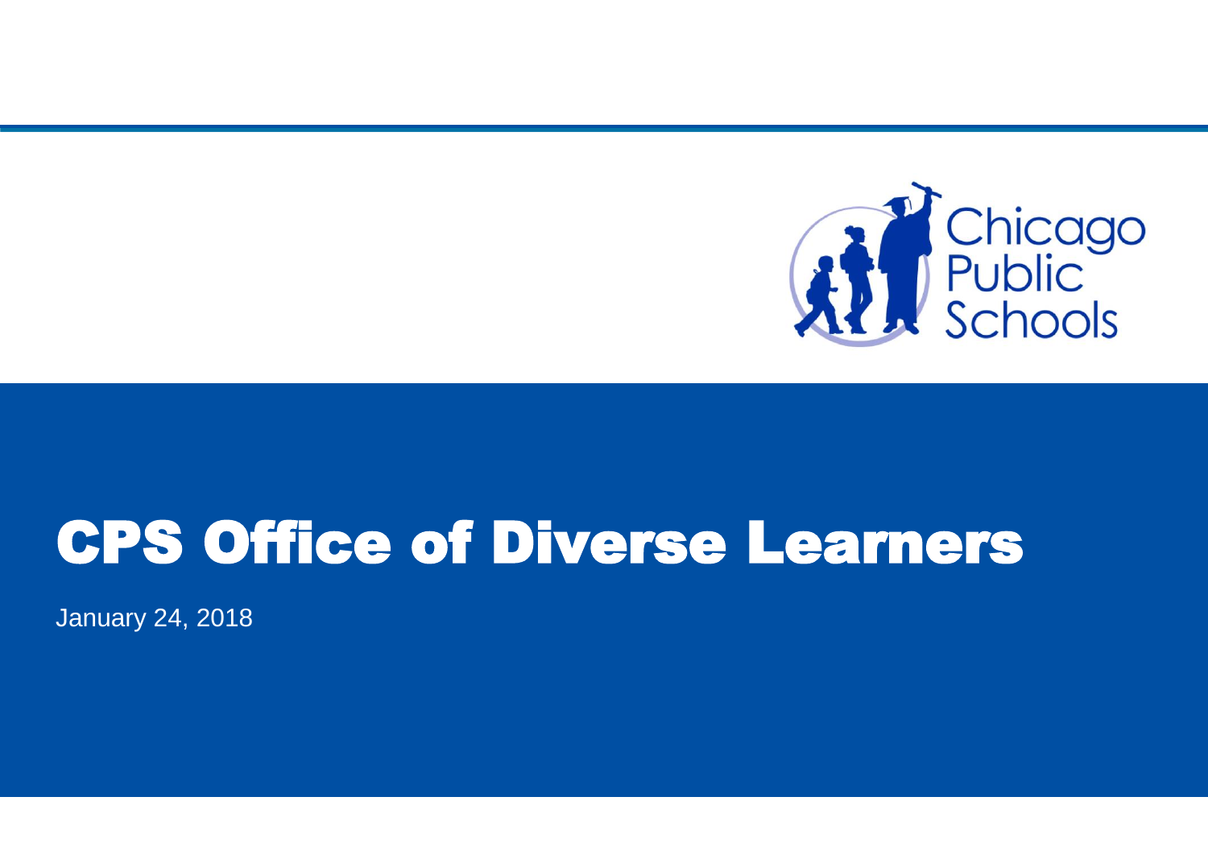Chicago Public Schools

# CPS Office of Diverse Learners

January 24, 2018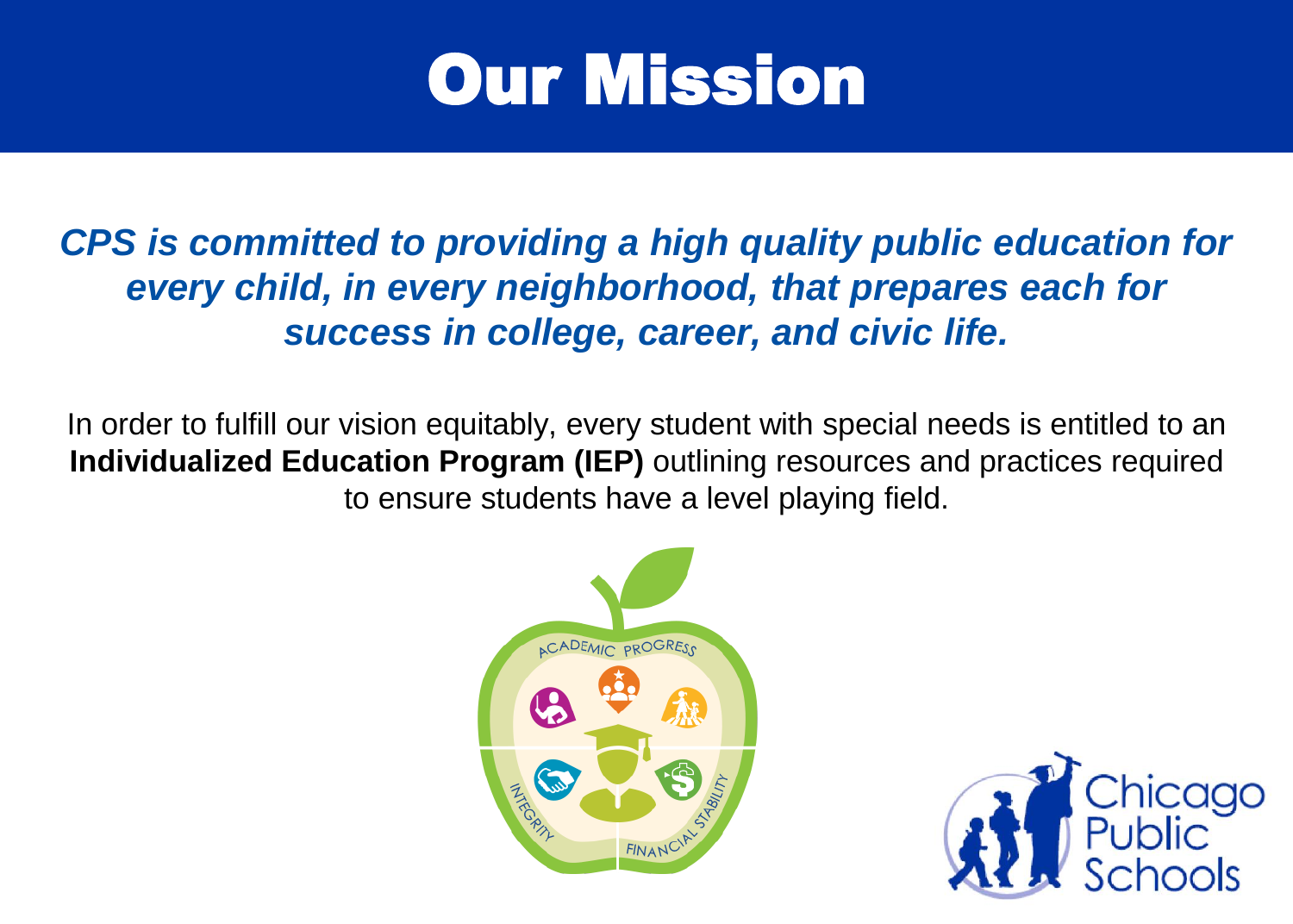# Our Mission

***CPS is committed to providing a high quality public education for every child, in every neighborhood, that prepares each for success in college, career, and civic life.***

In order to fulfill our vision equitably, every student with special needs is entitled to an **Individualized Education Program (IEP)** outlining resources and practices required to ensure students have a level playing field.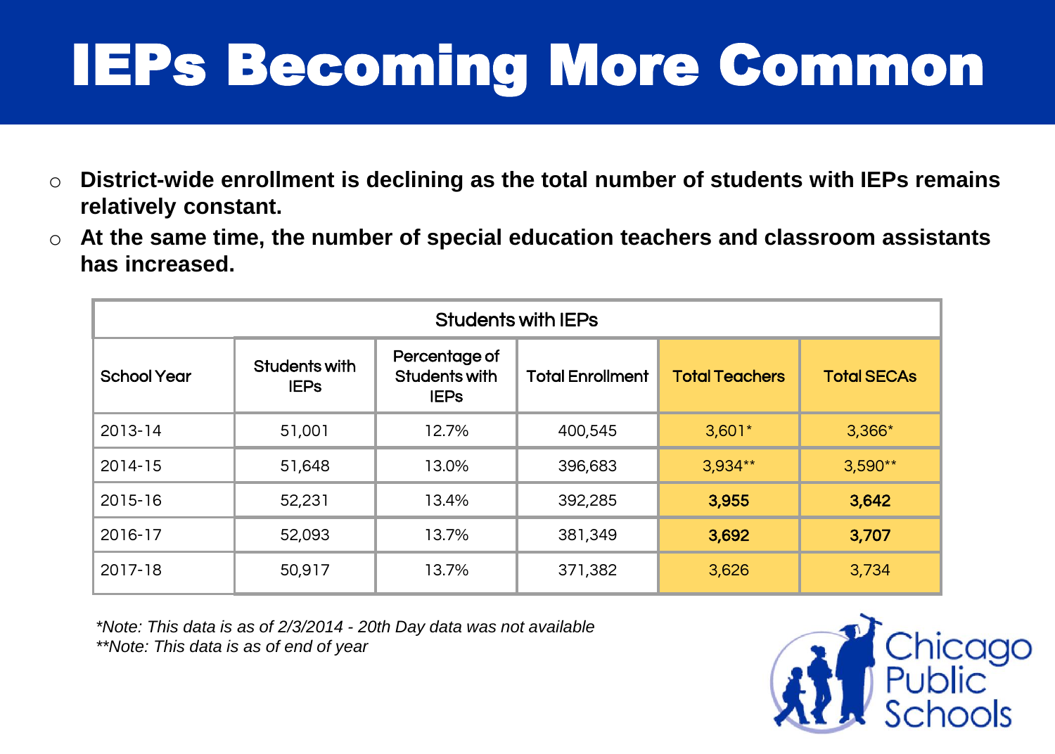# IEPs Becoming More Common

- **District-wide enrollment is declining as the total number of students with IEPs remains relatively constant.**
- **At the same time, the number of special education teachers and classroom assistants has increased.**

| Students with IEPs | | | | | |
|---|---|---|---|---|---|
| School Year | Students with IEPs | Percentage of Students with IEPs | Total Enrollment | Total Teachers | Total SECAs |
| 2013-14 | 51,001 | 12.7% | 400,545 | 3,601* | 3,366* |
| 2014-15 | 51,648 | 13.0% | 396,683 | 3,934** | 3,590** |
| 2015-16 | 52,231 | 13.4% | 392,285 | **3,955** | **3,642** |
| 2016-17 | 52,093 | 13.7% | 381,349 | **3,692** | **3,707** |
| 2017-18 | 50,917 | 13.7% | 371,382 | 3,626 | 3,734 |

*\*Note: This data is as of 2/3/2014 - 20th Day data was not available*
*\*\*Note: This data is as of end of year*

Chicago Public Schools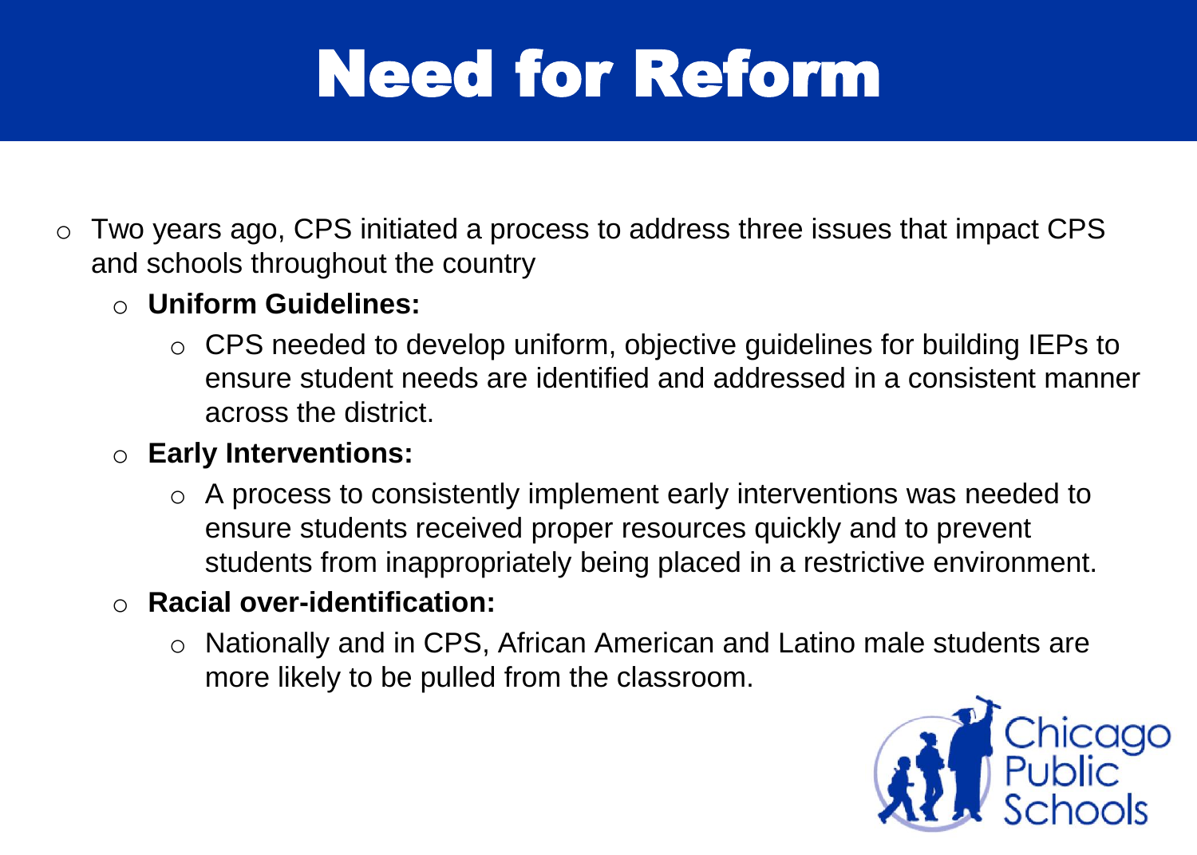# Need for Reform

- Two years ago, CPS initiated a process to address three issues that impact CPS and schools throughout the country
  - **Uniform Guidelines:**
    - CPS needed to develop uniform, objective guidelines for building IEPs to ensure student needs are identified and addressed in a consistent manner across the district.
  - **Early Interventions:**
    - A process to consistently implement early interventions was needed to ensure students received proper resources quickly and to prevent students from inappropriately being placed in a restrictive environment.
  - **Racial over-identification:**
    - Nationally and in CPS, African American and Latino male students are more likely to be pulled from the classroom.

Chicago Public Schools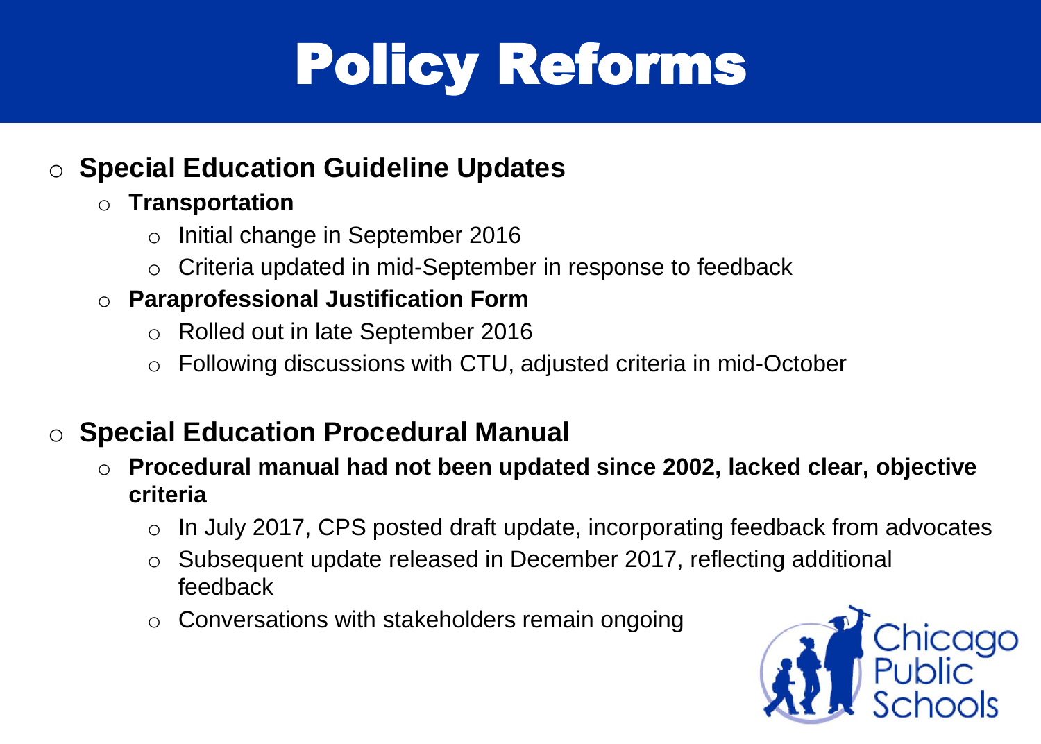# Policy Reforms

- **Special Education Guideline Updates**
  - **Transportation**
    - Initial change in September 2016
    - Criteria updated in mid-September in response to feedback
  - **Paraprofessional Justification Form**
    - Rolled out in late September 2016
    - Following discussions with CTU, adjusted criteria in mid-October

- **Special Education Procedural Manual**
  - **Procedural manual had not been updated since 2002, lacked clear, objective criteria**
    - In July 2017, CPS posted draft update, incorporating feedback from advocates
    - Subsequent update released in December 2017, reflecting additional feedback
    - Conversations with stakeholders remain ongoing

Chicago Public Schools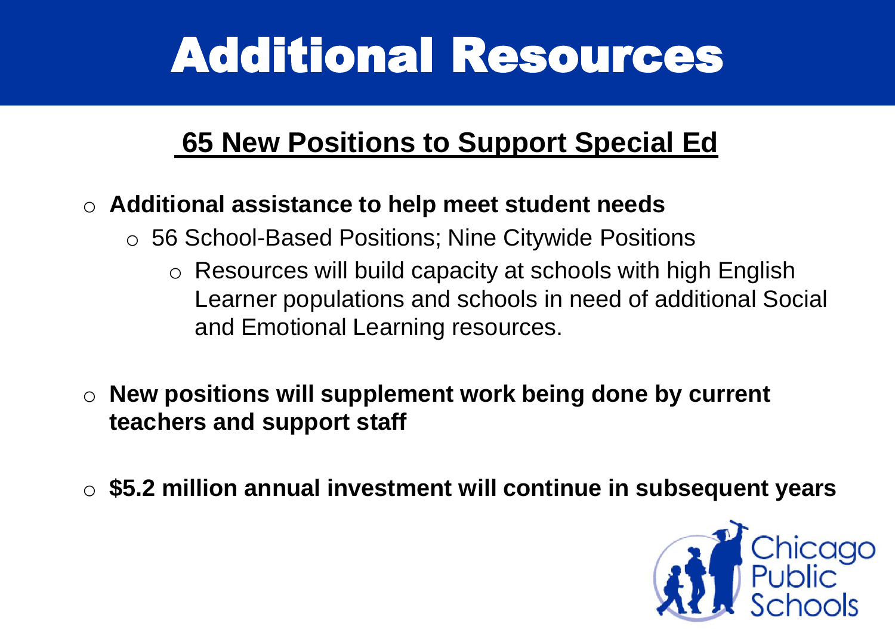# Additional Resources

## 65 New Positions to Support Special Ed

- **Additional assistance to help meet student needs**
  - 56 School-Based Positions; Nine Citywide Positions
    - Resources will build capacity at schools with high English Learner populations and schools in need of additional Social and Emotional Learning resources.

- **New positions will supplement work being done by current teachers and support staff**

- **$5.2 million annual investment will continue in subsequent years**

Chicago Public Schools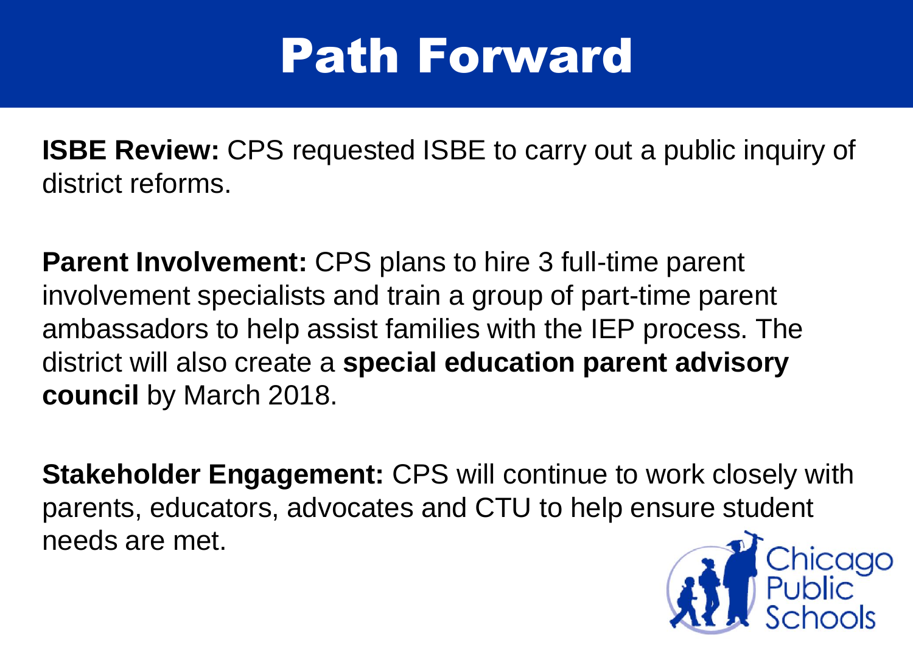# Path Forward

**ISBE Review:** CPS requested ISBE to carry out a public inquiry of district reforms.

**Parent Involvement:** CPS plans to hire 3 full-time parent involvement specialists and train a group of part-time parent ambassadors to help assist families with the IEP process. The district will also create a **special education parent advisory council** by March 2018.

**Stakeholder Engagement:** CPS will continue to work closely with parents, educators, advocates and CTU to help ensure student needs are met.

Chicago Public Schools